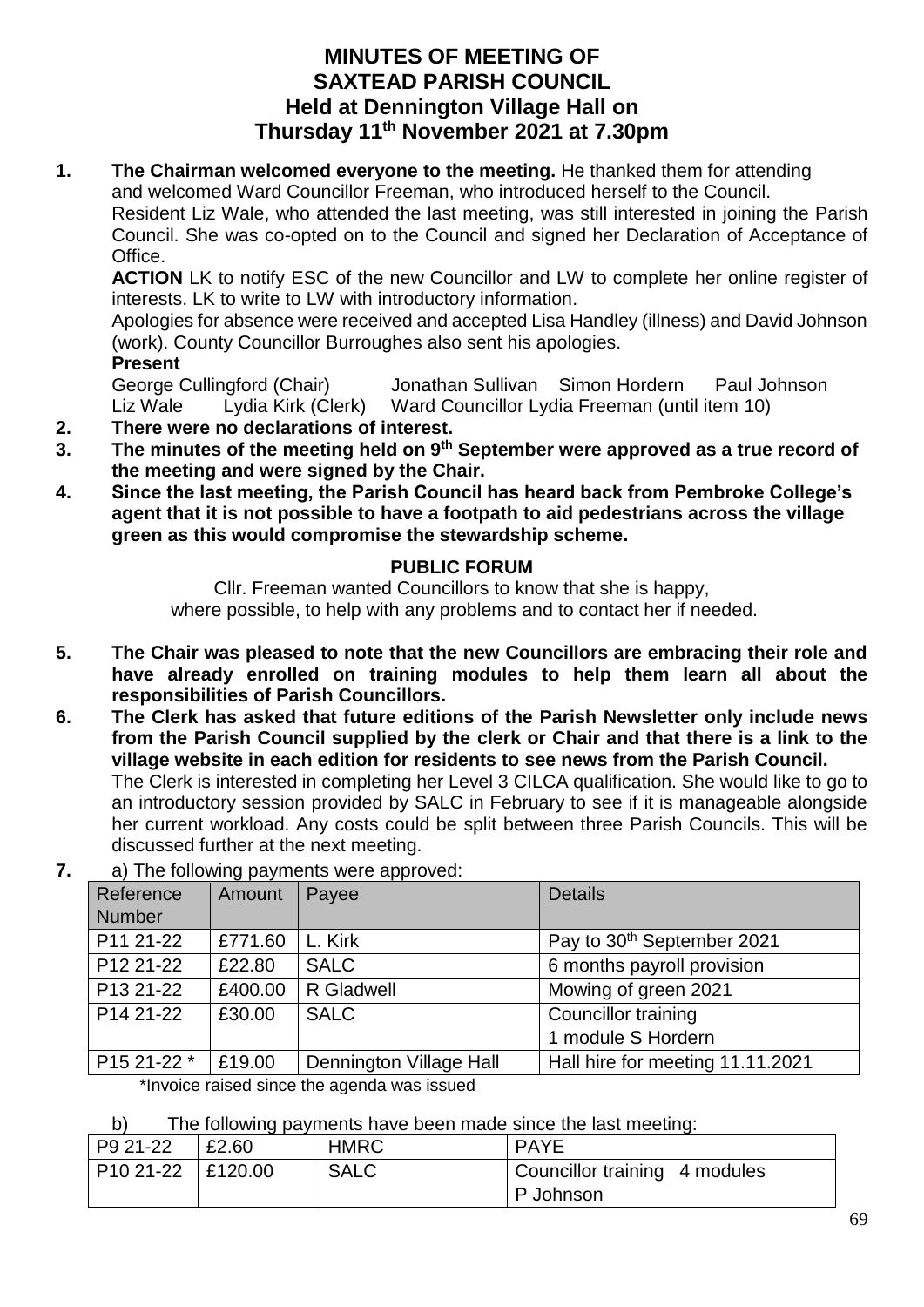# MINUTES OF MEETING OF SAXTEAD PARISH COUNCIL Held at Dennington Village Hall on Thursday 11th November 2021 at 7.30pm

1. **The Chairman welcomed everyone to the meeting.** He thanked them for attending and welcomed Ward Councillor Freeman, who introduced herself to the Council.
   Resident Liz Wale, who attended the last meeting, was still interested in joining the Parish Council. She was co-opted on to the Council and signed her Declaration of Acceptance of Office.
   **ACTION** LK to notify ESC of the new Councillor and LW to complete her online register of interests. LK to write to LW with introductory information.
   Apologies for absence were received and accepted Lisa Handley (illness) and David Johnson (work). County Councillor Burroughes also sent his apologies.
   **Present**
   George Cullingford (Chair) Jonathan Sullivan Simon Hordern Paul Johnson
   Liz Wale Lydia Kirk (Clerk) Ward Councillor Lydia Freeman (until item 10)
2. **There were no declarations of interest.**
3. **The minutes of the meeting held on 9th September were approved as a true record of the meeting and were signed by the Chair.**
4. **Since the last meeting, the Parish Council has heard back from Pembroke College's agent that it is not possible to have a footpath to aid pedestrians across the village green as this would compromise the stewardship scheme.**

## PUBLIC FORUM

Cllr. Freeman wanted Councillors to know that she is happy, where possible, to help with any problems and to contact her if needed.

5. **The Chair was pleased to note that the new Councillors are embracing their role and have already enrolled on training modules to help them learn all about the responsibilities of Parish Councillors.**
6. **The Clerk has asked that future editions of the Parish Newsletter only include news from the Parish Council supplied by the clerk or Chair and that there is a link to the village website in each edition for residents to see news from the Parish Council.**
   The Clerk is interested in completing her Level 3 CILCA qualification. She would like to go to an introductory session provided by SALC in February to see if it is manageable alongside her current workload. Any costs could be split between three Parish Councils. This will be discussed further at the next meeting.
7. a) The following payments were approved:

| Reference Number | Amount | Payee | Details |
|---|---|---|---|
| P11 21-22 | £771.60 | L. Kirk | Pay to 30th September 2021 |
| P12 21-22 | £22.80 | SALC | 6 months payroll provision |
| P13 21-22 | £400.00 | R Gladwell | Mowing of green 2021 |
| P14 21-22 | £30.00 | SALC | Councillor training 1 module S Hordern |
| P15 21-22 * | £19.00 | Dennington Village Hall | Hall hire for meeting 11.11.2021 |

\*Invoice raised since the agenda was issued

b) The following payments have been made since the last meeting:

| | | | |
|---|---|---|---|
| P9 21-22 | £2.60 | HMRC | PAYE |
| P10 21-22 | £120.00 | SALC | Councillor training 4 modules P Johnson |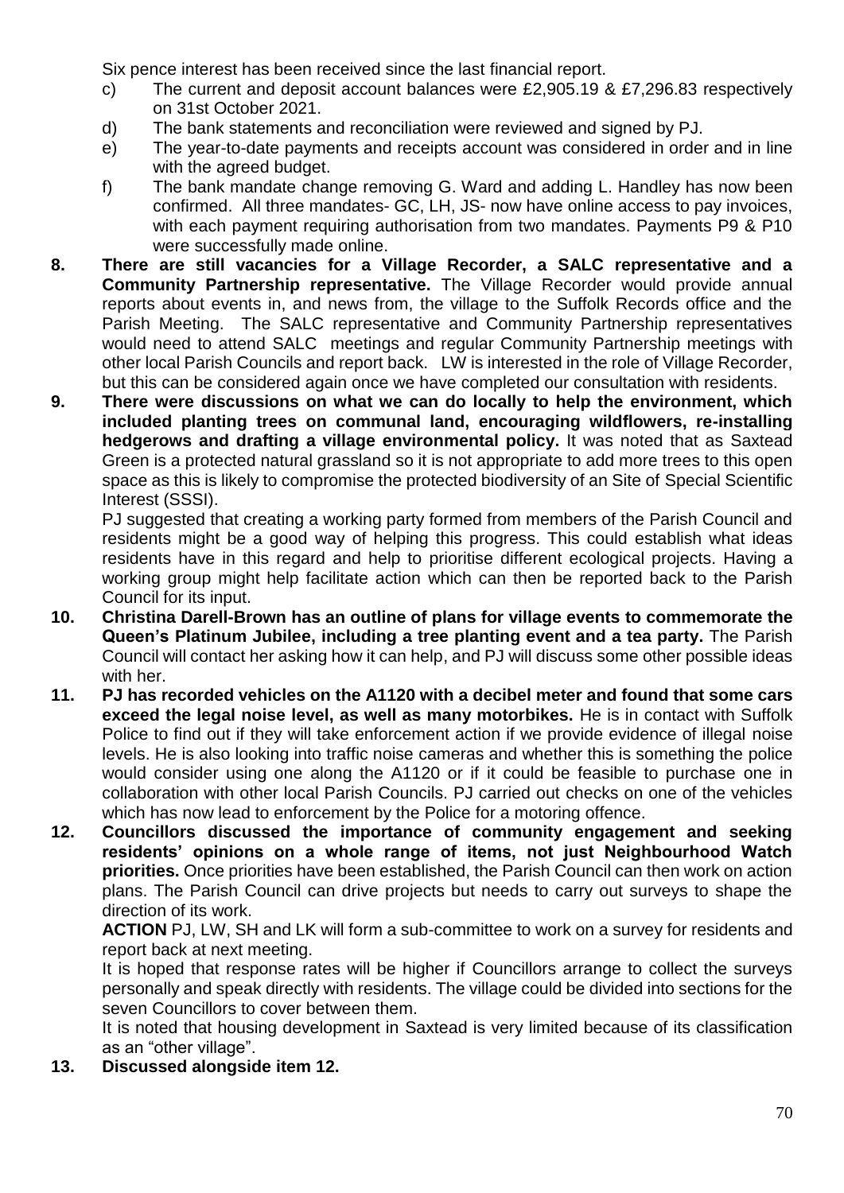Six pence interest has been received since the last financial report.

c) The current and deposit account balances were £2,905.19 & £7,296.83 respectively on 31st October 2021.

d) The bank statements and reconciliation were reviewed and signed by PJ.

e) The year-to-date payments and receipts account was considered in order and in line with the agreed budget.

f) The bank mandate change removing G. Ward and adding L. Handley has now been confirmed. All three mandates- GC, LH, JS- now have online access to pay invoices, with each payment requiring authorisation from two mandates. Payments P9 & P10 were successfully made online.

**8. There are still vacancies for a Village Recorder, a SALC representative and a Community Partnership representative.** The Village Recorder would provide annual reports about events in, and news from, the village to the Suffolk Records office and the Parish Meeting. The SALC representative and Community Partnership representatives would need to attend SALC meetings and regular Community Partnership meetings with other local Parish Councils and report back. LW is interested in the role of Village Recorder, but this can be considered again once we have completed our consultation with residents.

**9. There were discussions on what we can do locally to help the environment, which included planting trees on communal land, encouraging wildflowers, re-installing hedgerows and drafting a village environmental policy.** It was noted that as Saxtead Green is a protected natural grassland so it is not appropriate to add more trees to this open space as this is likely to compromise the protected biodiversity of an Site of Special Scientific Interest (SSSI).

PJ suggested that creating a working party formed from members of the Parish Council and residents might be a good way of helping this progress. This could establish what ideas residents have in this regard and help to prioritise different ecological projects. Having a working group might help facilitate action which can then be reported back to the Parish Council for its input.

**10. Christina Darell-Brown has an outline of plans for village events to commemorate the Queen's Platinum Jubilee, including a tree planting event and a tea party.** The Parish Council will contact her asking how it can help, and PJ will discuss some other possible ideas with her.

**11. PJ has recorded vehicles on the A1120 with a decibel meter and found that some cars exceed the legal noise level, as well as many motorbikes.** He is in contact with Suffolk Police to find out if they will take enforcement action if we provide evidence of illegal noise levels. He is also looking into traffic noise cameras and whether this is something the police would consider using one along the A1120 or if it could be feasible to purchase one in collaboration with other local Parish Councils. PJ carried out checks on one of the vehicles which has now lead to enforcement by the Police for a motoring offence.

**12. Councillors discussed the importance of community engagement and seeking residents' opinions on a whole range of items, not just Neighbourhood Watch priorities.** Once priorities have been established, the Parish Council can then work on action plans. The Parish Council can drive projects but needs to carry out surveys to shape the direction of its work.

**ACTION** PJ, LW, SH and LK will form a sub-committee to work on a survey for residents and report back at next meeting.

It is hoped that response rates will be higher if Councillors arrange to collect the surveys personally and speak directly with residents. The village could be divided into sections for the seven Councillors to cover between them.

It is noted that housing development in Saxtead is very limited because of its classification as an "other village".

**13. Discussed alongside item 12.**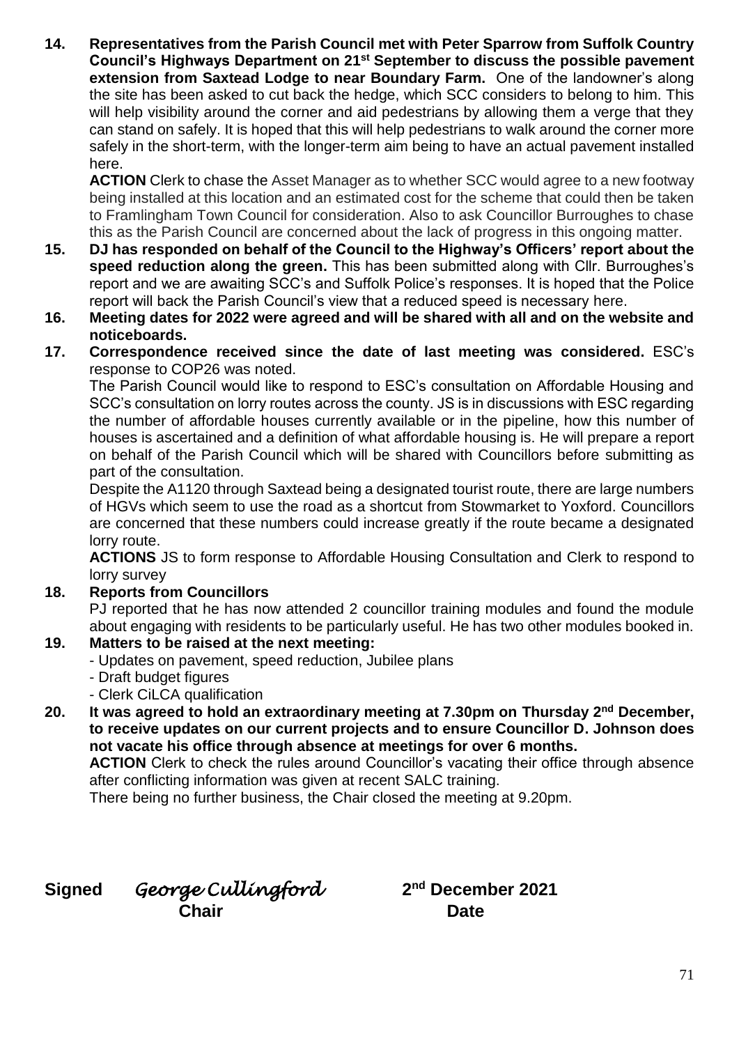**14. Representatives from the Parish Council met with Peter Sparrow from Suffolk Country Council's Highways Department on 21st September to discuss the possible pavement extension from Saxtead Lodge to near Boundary Farm.** One of the landowner's along the site has been asked to cut back the hedge, which SCC considers to belong to him. This will help visibility around the corner and aid pedestrians by allowing them a verge that they can stand on safely. It is hoped that this will help pedestrians to walk around the corner more safely in the short-term, with the longer-term aim being to have an actual pavement installed here.

**ACTION** Clerk to chase the Asset Manager as to whether SCC would agree to a new footway being installed at this location and an estimated cost for the scheme that could then be taken to Framlingham Town Council for consideration. Also to ask Councillor Burroughes to chase this as the Parish Council are concerned about the lack of progress in this ongoing matter.

**15. DJ has responded on behalf of the Council to the Highway's Officers' report about the speed reduction along the green.** This has been submitted along with Cllr. Burroughes's report and we are awaiting SCC's and Suffolk Police's responses. It is hoped that the Police report will back the Parish Council's view that a reduced speed is necessary here.

**16. Meeting dates for 2022 were agreed and will be shared with all and on the website and noticeboards.**

**17. Correspondence received since the date of last meeting was considered.** ESC's response to COP26 was noted.

The Parish Council would like to respond to ESC's consultation on Affordable Housing and SCC's consultation on lorry routes across the county. JS is in discussions with ESC regarding the number of affordable houses currently available or in the pipeline, how this number of houses is ascertained and a definition of what affordable housing is. He will prepare a report on behalf of the Parish Council which will be shared with Councillors before submitting as part of the consultation.

Despite the A1120 through Saxtead being a designated tourist route, there are large numbers of HGVs which seem to use the road as a shortcut from Stowmarket to Yoxford. Councillors are concerned that these numbers could increase greatly if the route became a designated lorry route.

**ACTIONS** JS to form response to Affordable Housing Consultation and Clerk to respond to lorry survey

**18. Reports from Councillors**

PJ reported that he has now attended 2 councillor training modules and found the module about engaging with residents to be particularly useful. He has two other modules booked in.

**19. Matters to be raised at the next meeting:**

- Updates on pavement, speed reduction, Jubilee plans
- Draft budget figures
- Clerk CiLCA qualification

**20. It was agreed to hold an extraordinary meeting at 7.30pm on Thursday 2nd December, to receive updates on our current projects and to ensure Councillor D. Johnson does not vacate his office through absence at meetings for over 6 months.**

**ACTION** Clerk to check the rules around Councillor's vacating their office through absence after conflicting information was given at recent SALC training.

There being no further business, the Chair closed the meeting at 9.20pm.

**Signed** *George Cullingford* **2nd December 2021**

**Chair** **Date**